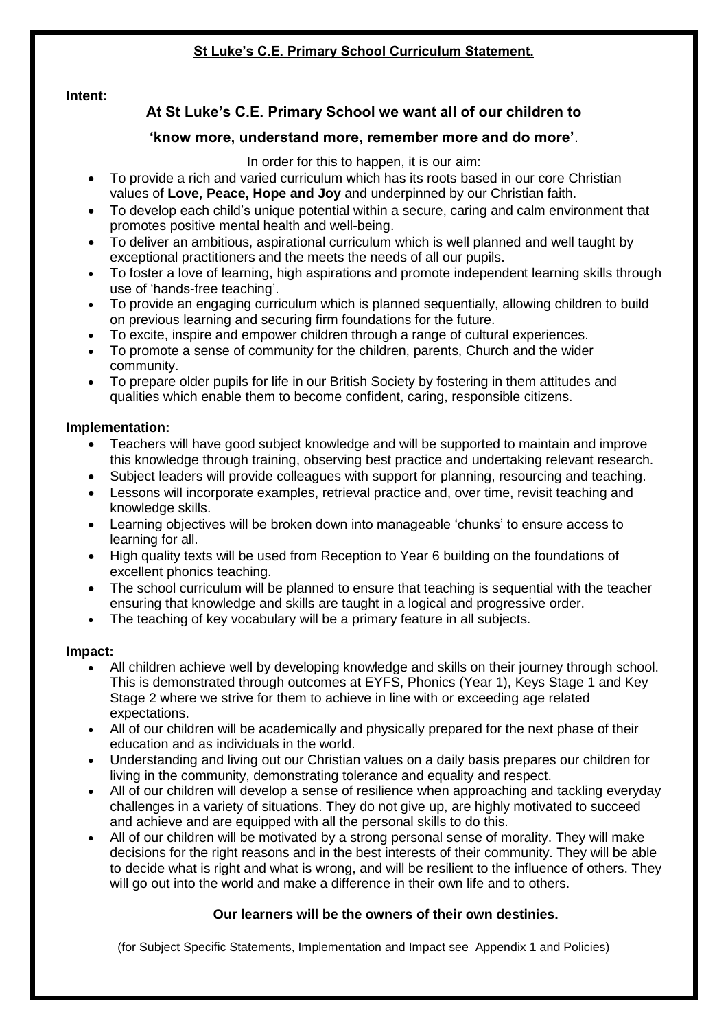# St Luke's C.E. Primary School Curriculum Statement.

**Intent:**

**At St Luke's C.E. Primary School we want all of our children to 'know more, understand more, remember more and do more'**.

In order for this to happen, it is our aim:

- To provide a rich and varied curriculum which has its roots based in our core Christian values of **Love, Peace, Hope and Joy** and underpinned by our Christian faith.
- To develop each child's unique potential within a secure, caring and calm environment that promotes positive mental health and well-being.
- To deliver an ambitious, aspirational curriculum which is well planned and well taught by exceptional practitioners and the meets the needs of all our pupils.
- To foster a love of learning, high aspirations and promote independent learning skills through use of 'hands-free teaching'.
- To provide an engaging curriculum which is planned sequentially, allowing children to build on previous learning and securing firm foundations for the future.
- To excite, inspire and empower children through a range of cultural experiences.
- To promote a sense of community for the children, parents, Church and the wider community.
- To prepare older pupils for life in our British Society by fostering in them attitudes and qualities which enable them to become confident, caring, responsible citizens.

**Implementation:**

- Teachers will have good subject knowledge and will be supported to maintain and improve this knowledge through training, observing best practice and undertaking relevant research.
- Subject leaders will provide colleagues with support for planning, resourcing and teaching.
- Lessons will incorporate examples, retrieval practice and, over time, revisit teaching and knowledge skills.
- Learning objectives will be broken down into manageable 'chunks' to ensure access to learning for all.
- High quality texts will be used from Reception to Year 6 building on the foundations of excellent phonics teaching.
- The school curriculum will be planned to ensure that teaching is sequential with the teacher ensuring that knowledge and skills are taught in a logical and progressive order.
- The teaching of key vocabulary will be a primary feature in all subjects.

**Impact:**

- All children achieve well by developing knowledge and skills on their journey through school. This is demonstrated through outcomes at EYFS, Phonics (Year 1), Keys Stage 1 and Key Stage 2 where we strive for them to achieve in line with or exceeding age related expectations.
- All of our children will be academically and physically prepared for the next phase of their education and as individuals in the world.
- Understanding and living out our Christian values on a daily basis prepares our children for living in the community, demonstrating tolerance and equality and respect.
- All of our children will develop a sense of resilience when approaching and tackling everyday challenges in a variety of situations. They do not give up, are highly motivated to succeed and achieve and are equipped with all the personal skills to do this.
- All of our children will be motivated by a strong personal sense of morality. They will make decisions for the right reasons and in the best interests of their community. They will be able to decide what is right and what is wrong, and will be resilient to the influence of others. They will go out into the world and make a difference in their own life and to others.

**Our learners will be the owners of their own destinies.**

(for Subject Specific Statements, Implementation and Impact see Appendix 1 and Policies)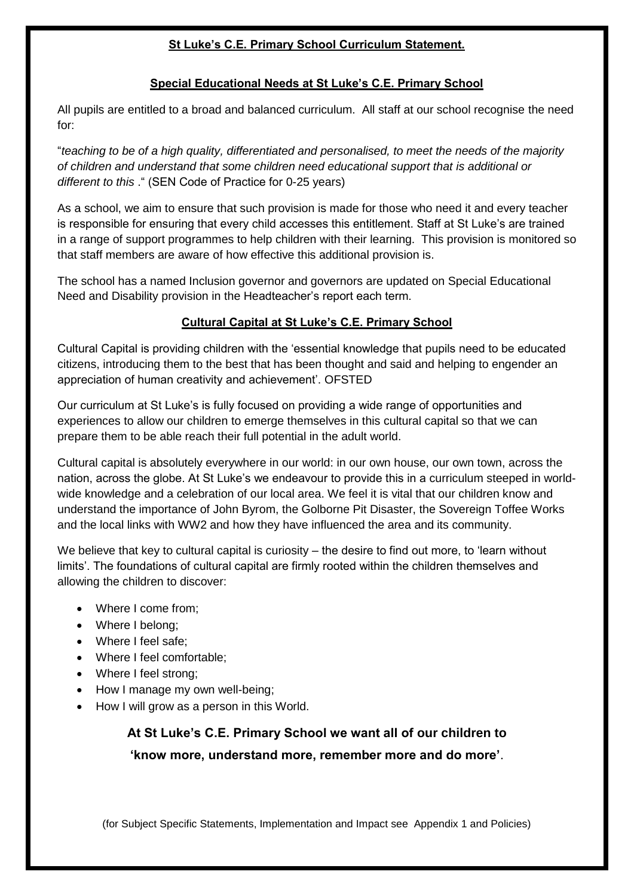**St Luke's C.E. Primary School Curriculum Statement.**

## Special Educational Needs at St Luke's C.E. Primary School

All pupils are entitled to a broad and balanced curriculum. All staff at our school recognise the need for:

"*teaching to be of a high quality, differentiated and personalised, to meet the needs of the majority of children and understand that some children need educational support that is additional or different to this* ." (SEN Code of Practice for 0-25 years)

As a school, we aim to ensure that such provision is made for those who need it and every teacher is responsible for ensuring that every child accesses this entitlement. Staff at St Luke's are trained in a range of support programmes to help children with their learning. This provision is monitored so that staff members are aware of how effective this additional provision is.

The school has a named Inclusion governor and governors are updated on Special Educational Need and Disability provision in the Headteacher's report each term.

## Cultural Capital at St Luke's C.E. Primary School

Cultural Capital is providing children with the 'essential knowledge that pupils need to be educated citizens, introducing them to the best that has been thought and said and helping to engender an appreciation of human creativity and achievement'. OFSTED

Our curriculum at St Luke's is fully focused on providing a wide range of opportunities and experiences to allow our children to emerge themselves in this cultural capital so that we can prepare them to be able reach their full potential in the adult world.

Cultural capital is absolutely everywhere in our world: in our own house, our own town, across the nation, across the globe. At St Luke's we endeavour to provide this in a curriculum steeped in world-wide knowledge and a celebration of our local area. We feel it is vital that our children know and understand the importance of John Byrom, the Golborne Pit Disaster, the Sovereign Toffee Works and the local links with WW2 and how they have influenced the area and its community.

We believe that key to cultural capital is curiosity – the desire to find out more, to 'learn without limits'. The foundations of cultural capital are firmly rooted within the children themselves and allowing the children to discover:

- Where I come from;
- Where I belong;
- Where I feel safe;
- Where I feel comfortable;
- Where I feel strong;
- How I manage my own well-being;
- How I will grow as a person in this World.

**At St Luke's C.E. Primary School we want all of our children to 'know more, understand more, remember more and do more'**.

(for Subject Specific Statements, Implementation and Impact see Appendix 1 and Policies)